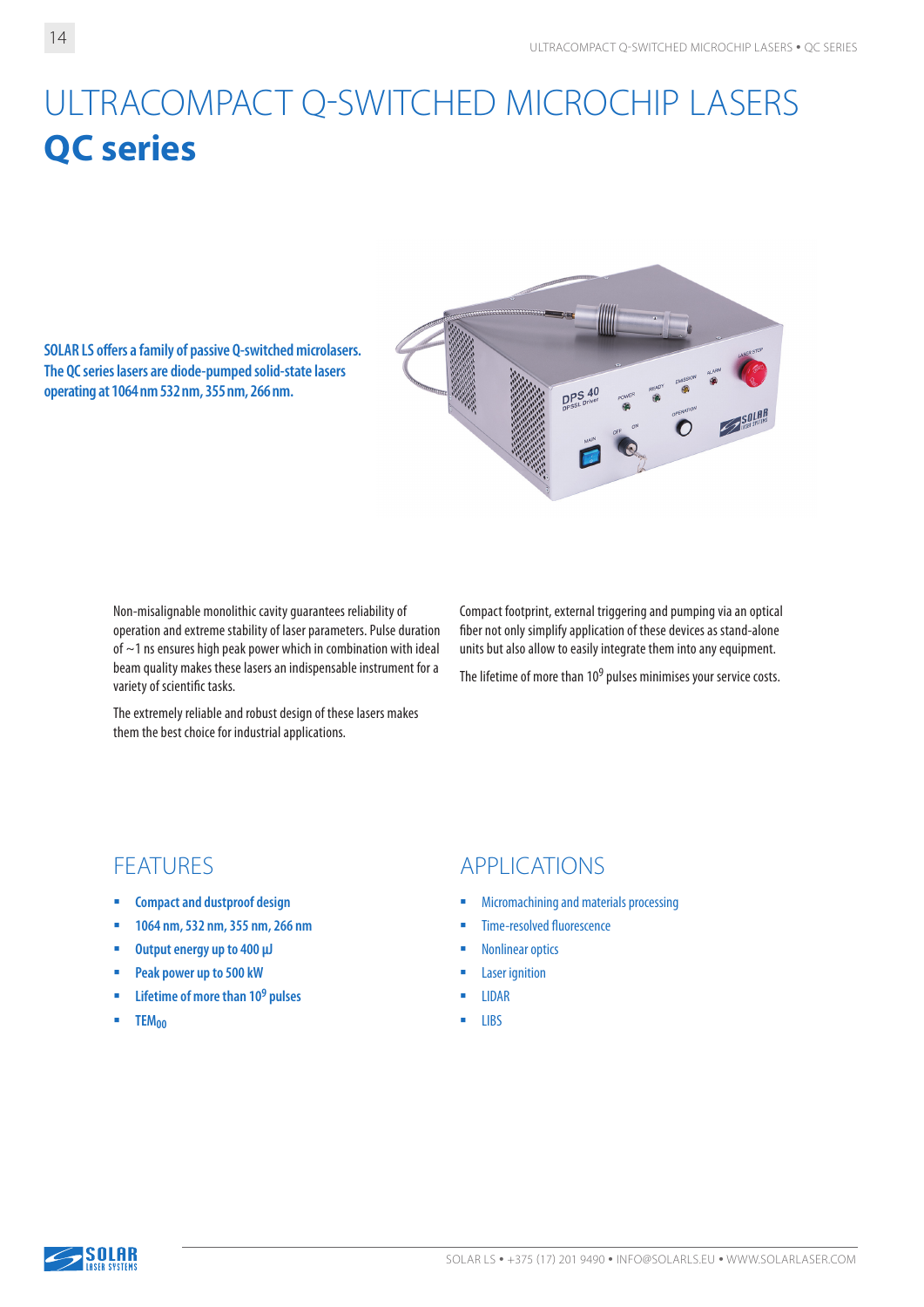# ULTRACOMPACT Q-SWITCHED MICROCHIP LASERS

## QC series

**SOLAR LS offers a family of passive Q-switched microlasers. The QC series lasers are diode-pumped solid-state lasers operating at 1064 nm 532 nm, 355 nm, 266 nm.**

Non-misalignable monolithic cavity guarantees reliability of operation and extreme stability of laser parameters. Pulse duration of ~1 ns ensures high peak power which in combination with ideal beam quality makes these lasers an indispensable instrument for a variety of scientific tasks.

The extremely reliable and robust design of these lasers makes them the best choice for industrial applications.

Compact footprint, external triggering and pumping via an optical fiber not only simplify application of these devices as stand-alone units but also allow to easily integrate them into any equipment.

The lifetime of more than $10^9$ pulses minimises your service costs.

## FEATURES

- Compact and dustproof design
- 1064 nm, 532 nm, 355 nm, 266 nm
- Output energy up to 400 μJ
- Peak power up to 500 kW
- Lifetime of more than $10^9$ pulses
- $TEM_{00}$

## APPLICATIONS

- Micromachining and materials processing
- Time-resolved fluorescence
- Nonlinear optics
- Laser ignition
- LIDAR
- LIBS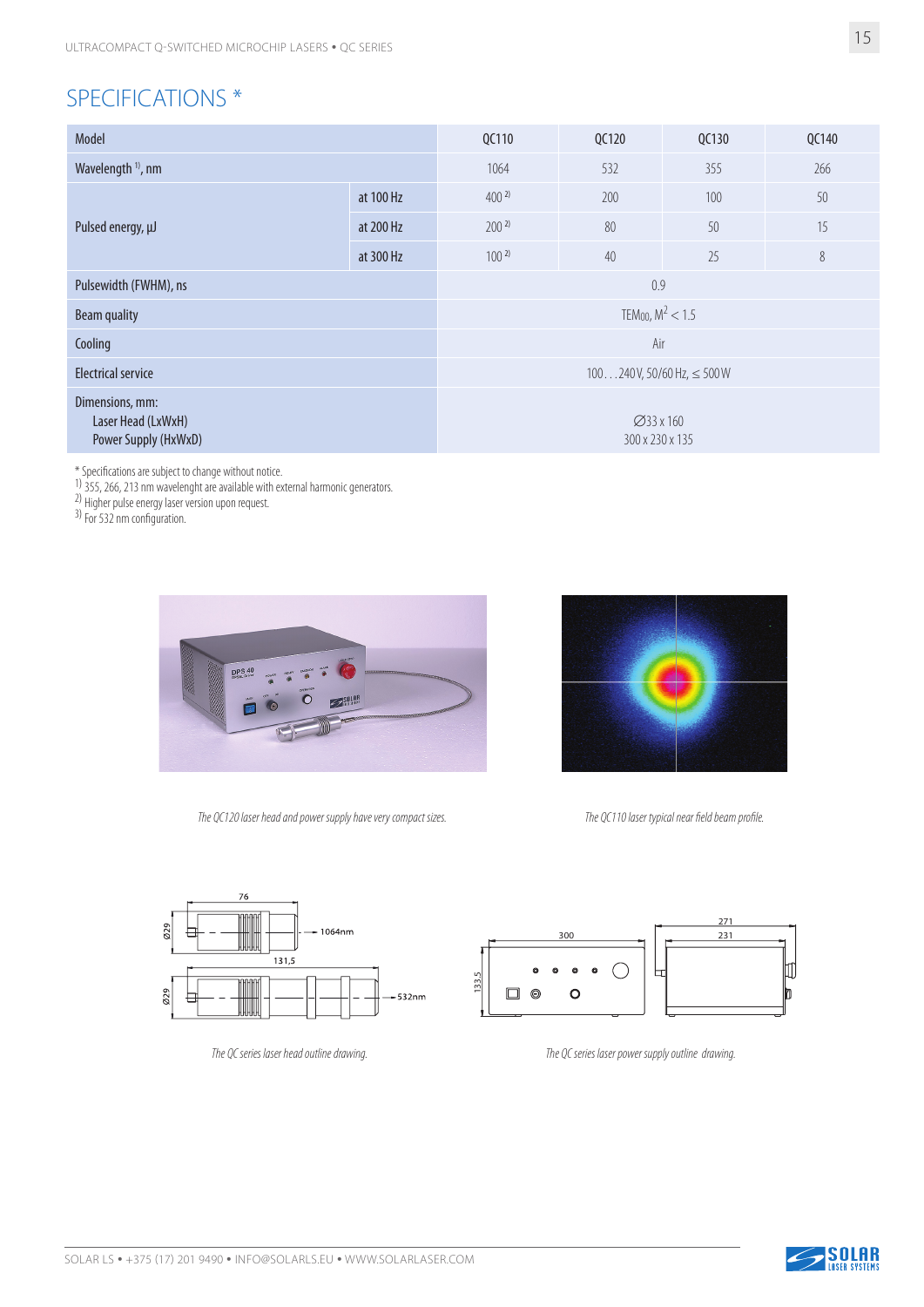## SPECIFICATIONS *

| Model | | QC110 | QC120 | QC130 | QC140 |
|---|---|---|---|---|---|
| Wavelength [1], nm | | 1064 | 532 | 355 | 266 |
| Pulsed energy, µJ | at 100 Hz | 400 [2] | 200 | 100 | 50 |
| | at 200 Hz | 200 [2] | 80 | 50 | 15 |
| | at 300 Hz | 100 [2] | 40 | 25 | 8 |
| Pulsewidth (FWHM), ns | | 0.9 | | | |
| Beam quality | | $TEM_{00}$, $M^2 < 1.5$ | | | |
| Cooling | | Air | | | |
| Electrical service | | 100…240V, 50/60 Hz, ≤ 500W | | | |
| Dimensions, mm: Laser Head (LxWxH) / Power Supply (HxWxD) | | ∅33 x 160 / 300 x 230 x 135 | | | |

\* Specifications are subject to change without notice.

[1] 355, 266, 213 nm wavelenght are available with external harmonic generators.

[2] Higher pulse energy laser version upon request.

[3] For 532 nm configuration.

*The QC120 laser head and power supply have very compact sizes.*

*The QC110 laser typical near field beam profile.*

76
Ø29
1064nm
131,5
Ø29
532nm

*The QC series laser head outline drawing.*

300
133.5
271
231

*The QC series laser power supply outline drawing.*